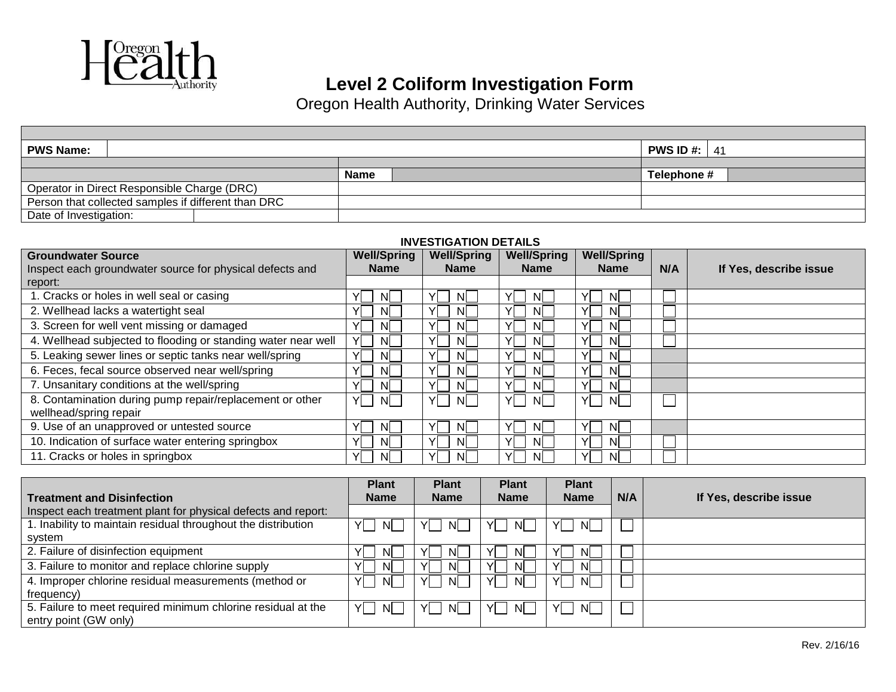Oregon Health Authority

# Level 2 Coliform Investigation Form

Oregon Health Authority, Drinking Water Services

| PWS Name: | | PWS ID #: | 41 |
|---|---|---|---|

| | Name | Telephone # |
|---|---|---|
| Operator in Direct Responsible Charge (DRC) | | |
| Person that collected samples if different than DRC | | |
| Date of Investigation: | | |

**INVESTIGATION DETAILS**

| **Groundwater Source** Inspect each groundwater source for physical defects and report: | **Well/Spring Name** | **Well/Spring Name** | **Well/Spring Name** | **Well/Spring Name** | **N/A** | **If Yes, describe issue** |
|---|---|---|---|---|---|---|
| | | | | | | |
| 1. Cracks or holes in well seal or casing | Y☐ N☐ | Y☐ N☐ | Y☐ N☐ | Y☐ N☐ | ☐ | |
| 2. Wellhead lacks a watertight seal | Y☐ N☐ | Y☐ N☐ | Y☐ N☐ | Y☐ N☐ | ☐ | |
| 3. Screen for well vent missing or damaged | Y☐ N☐ | Y☐ N☐ | Y☐ N☐ | Y☐ N☐ | ☐ | |
| 4. Wellhead subjected to flooding or standing water near well | Y☐ N☐ | Y☐ N☐ | Y☐ N☐ | Y☐ N☐ | ☐ | |
| 5. Leaking sewer lines or septic tanks near well/spring | Y☐ N☐ | Y☐ N☐ | Y☐ N☐ | Y☐ N☐ | | |
| 6. Feces, fecal source observed near well/spring | Y☐ N☐ | Y☐ N☐ | Y☐ N☐ | Y☐ N☐ | | |
| 7. Unsanitary conditions at the well/spring | Y☐ N☐ | Y☐ N☐ | Y☐ N☐ | Y☐ N☐ | | |
| 8. Contamination during pump repair/replacement or other wellhead/spring repair | Y☐ N☐ | Y☐ N☐ | Y☐ N☐ | Y☐ N☐ | ☐ | |
| 9. Use of an unapproved or untested source | Y☐ N☐ | Y☐ N☐ | Y☐ N☐ | Y☐ N☐ | | |
| 10. Indication of surface water entering springbox | Y☐ N☐ | Y☐ N☐ | Y☐ N☐ | Y☐ N☐ | ☐ | |
| 11. Cracks or holes in springbox | Y☐ N☐ | Y☐ N☐ | Y☐ N☐ | Y☐ N☐ | ☐ | |

| **Treatment and Disinfection** Inspect each treatment plant for physical defects and report: | **Plant Name** | **Plant Name** | **Plant Name** | **Plant Name** | **N/A** | **If Yes, describe issue** |
|---|---|---|---|---|---|---|
| | | | | | | |
| 1. Inability to maintain residual throughout the distribution system | Y☐ N☐ | Y☐ N☐ | Y☐ N☐ | Y☐ N☐ | ☐ | |
| 2. Failure of disinfection equipment | Y☐ N☐ | Y☐ N☐ | Y☐ N☐ | Y☐ N☐ | ☐ | |
| 3. Failure to monitor and replace chlorine supply | Y☐ N☐ | Y☐ N☐ | Y☐ N☐ | Y☐ N☐ | ☐ | |
| 4. Improper chlorine residual measurements (method or frequency) | Y☐ N☐ | Y☐ N☐ | Y☐ N☐ | Y☐ N☐ | ☐ | |
| 5. Failure to meet required minimum chlorine residual at the entry point (GW only) | Y☐ N☐ | Y☐ N☐ | Y☐ N☐ | Y☐ N☐ | ☐ | |

Rev. 2/16/16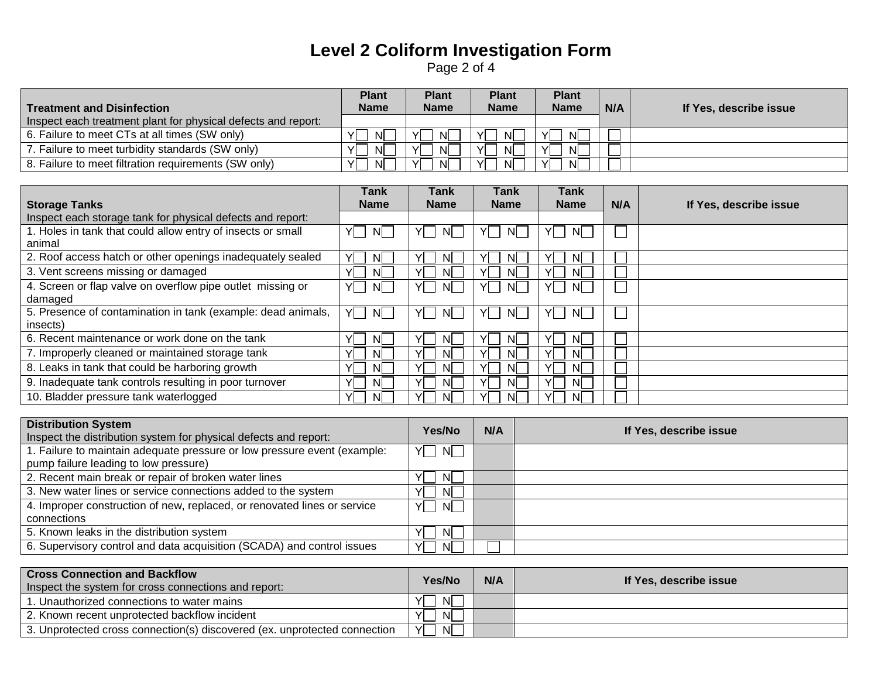# Level 2 Coliform Investigation Form

Page 2 of 4

| **Treatment and Disinfection**<br>Inspect each treatment plant for physical defects and report: | **Plant Name** | **Plant Name** | **Plant Name** | **Plant Name** | **N/A** | **If Yes, describe issue** |
|---|---|---|---|---|---|---|
| | | | | | | |
| 6. Failure to meet CTs at all times (SW only) | Y☐ N☐ | Y☐ N☐ | Y☐ N☐ | Y☐ N☐ | ☐ | |
| 7. Failure to meet turbidity standards (SW only) | Y☐ N☐ | Y☐ N☐ | Y☐ N☐ | Y☐ N☐ | ☐ | |
| 8. Failure to meet filtration requirements (SW only) | Y☐ N☐ | Y☐ N☐ | Y☐ N☐ | Y☐ N☐ | ☐ | |

| **Storage Tanks**<br>Inspect each storage tank for physical defects and report: | **Tank Name** | **Tank Name** | **Tank Name** | **Tank Name** | **N/A** | **If Yes, describe issue** |
|---|---|---|---|---|---|---|
| | | | | | | |
| 1. Holes in tank that could allow entry of insects or small animal | Y☐ N☐ | Y☐ N☐ | Y☐ N☐ | Y☐ N☐ | ☐ | |
| 2. Roof access hatch or other openings inadequately sealed | Y☐ N☐ | Y☐ N☐ | Y☐ N☐ | Y☐ N☐ | ☐ | |
| 3. Vent screens missing or damaged | Y☐ N☐ | Y☐ N☐ | Y☐ N☐ | Y☐ N☐ | ☐ | |
| 4. Screen or flap valve on overflow pipe outlet missing or damaged | Y☐ N☐ | Y☐ N☐ | Y☐ N☐ | Y☐ N☐ | ☐ | |
| 5. Presence of contamination in tank (example: dead animals, insects) | Y☐ N☐ | Y☐ N☐ | Y☐ N☐ | Y☐ N☐ | ☐ | |
| 6. Recent maintenance or work done on the tank | Y☐ N☐ | Y☐ N☐ | Y☐ N☐ | Y☐ N☐ | ☐ | |
| 7. Improperly cleaned or maintained storage tank | Y☐ N☐ | Y☐ N☐ | Y☐ N☐ | Y☐ N☐ | ☐ | |
| 8. Leaks in tank that could be harboring growth | Y☐ N☐ | Y☐ N☐ | Y☐ N☐ | Y☐ N☐ | ☐ | |
| 9. Inadequate tank controls resulting in poor turnover | Y☐ N☐ | Y☐ N☐ | Y☐ N☐ | Y☐ N☐ | ☐ | |
| 10. Bladder pressure tank waterlogged | Y☐ N☐ | Y☐ N☐ | Y☐ N☐ | Y☐ N☐ | ☐ | |

| **Distribution System**<br>Inspect the distribution system for physical defects and report: | **Yes/No** | **N/A** | **If Yes, describe issue** |
|---|---|---|---|
| 1. Failure to maintain adequate pressure or low pressure event (example: pump failure leading to low pressure) | Y☐ N☐ | | |
| 2. Recent main break or repair of broken water lines | Y☐ N☐ | | |
| 3. New water lines or service connections added to the system | Y☐ N☐ | | |
| 4. Improper construction of new, replaced, or renovated lines or service connections | Y☐ N☐ | | |
| 5. Known leaks in the distribution system | Y☐ N☐ | | |
| 6. Supervisory control and data acquisition (SCADA) and control issues | Y☐ N☐ | ☐ | |

| **Cross Connection and Backflow**<br>Inspect the system for cross connections and report: | **Yes/No** | **N/A** | **If Yes, describe issue** |
|---|---|---|---|
| 1. Unauthorized connections to water mains | Y☐ N☐ | | |
| 2. Known recent unprotected backflow incident | Y☐ N☐ | | |
| 3. Unprotected cross connection(s) discovered (ex. unprotected connection | Y☐ N☐ | | |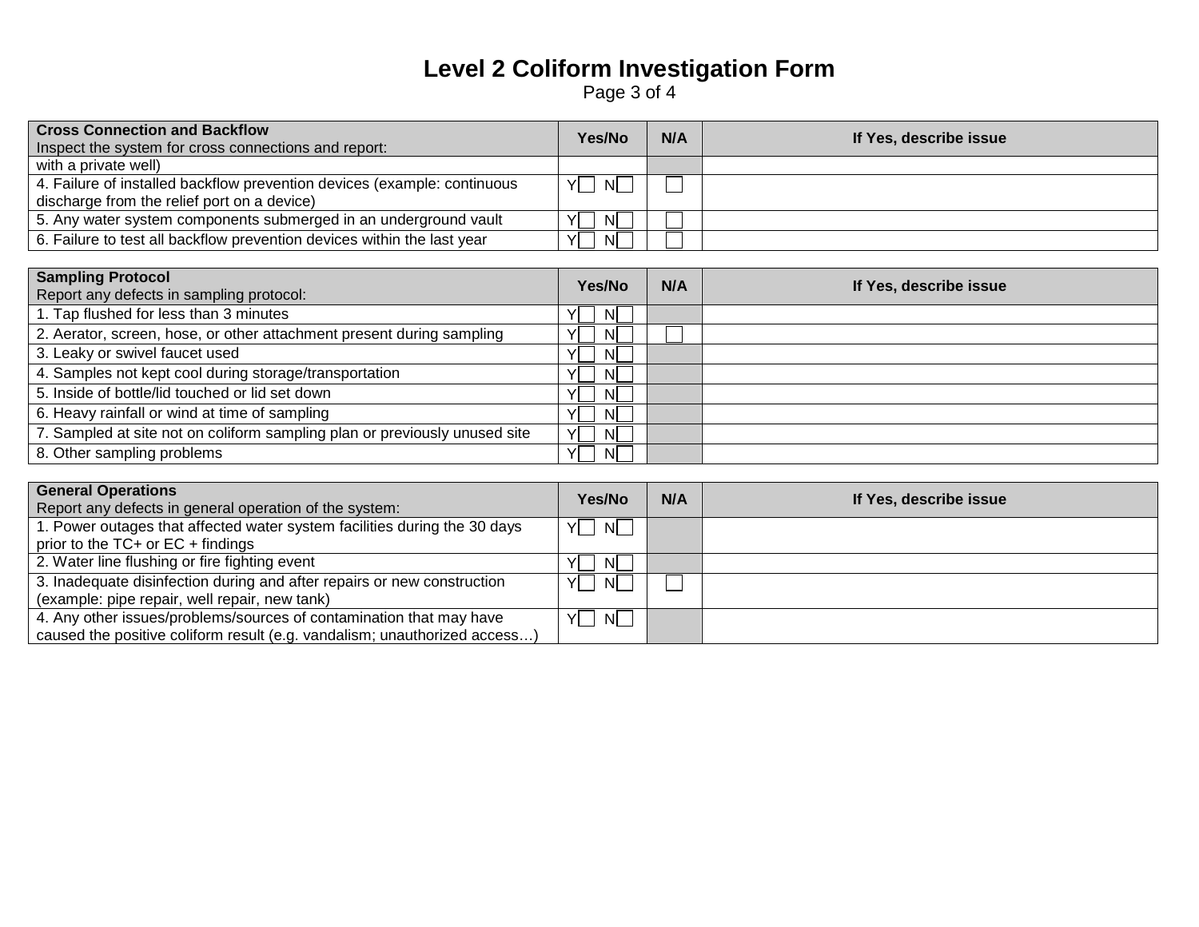# Level 2 Coliform Investigation Form

| **Cross Connection and Backflow**<br>Inspect the system for cross connections and report: | **Yes/No** | **N/A** | **If Yes, describe issue** |
|---|---|---|---|
| with a private well) | | | |
| 4. Failure of installed backflow prevention devices (example: continuous discharge from the relief port on a device) | Y☐ N☐ | ☐ | |
| 5. Any water system components submerged in an underground vault | Y☐ N☐ | ☐ | |
| 6. Failure to test all backflow prevention devices within the last year | Y☐ N☐ | ☐ | |

| **Sampling Protocol**<br>Report any defects in sampling protocol: | **Yes/No** | **N/A** | **If Yes, describe issue** |
|---|---|---|---|
| 1. Tap flushed for less than 3 minutes | Y☐ N☐ | | |
| 2. Aerator, screen, hose, or other attachment present during sampling | Y☐ N☐ | ☐ | |
| 3. Leaky or swivel faucet used | Y☐ N☐ | | |
| 4. Samples not kept cool during storage/transportation | Y☐ N☐ | | |
| 5. Inside of bottle/lid touched or lid set down | Y☐ N☐ | | |
| 6. Heavy rainfall or wind at time of sampling | Y☐ N☐ | | |
| 7. Sampled at site not on coliform sampling plan or previously unused site | Y☐ N☐ | | |
| 8. Other sampling problems | Y☐ N☐ | | |

| **General Operations**<br>Report any defects in general operation of the system: | **Yes/No** | **N/A** | **If Yes, describe issue** |
|---|---|---|---|
| 1. Power outages that affected water system facilities during the 30 days prior to the TC+ or EC + findings | Y☐ N☐ | | |
| 2. Water line flushing or fire fighting event | Y☐ N☐ | | |
| 3. Inadequate disinfection during and after repairs or new construction (example: pipe repair, well repair, new tank) | Y☐ N☐ | ☐ | |
| 4. Any other issues/problems/sources of contamination that may have caused the positive coliform result (e.g. vandalism; unauthorized access…) | Y☐ N☐ | | |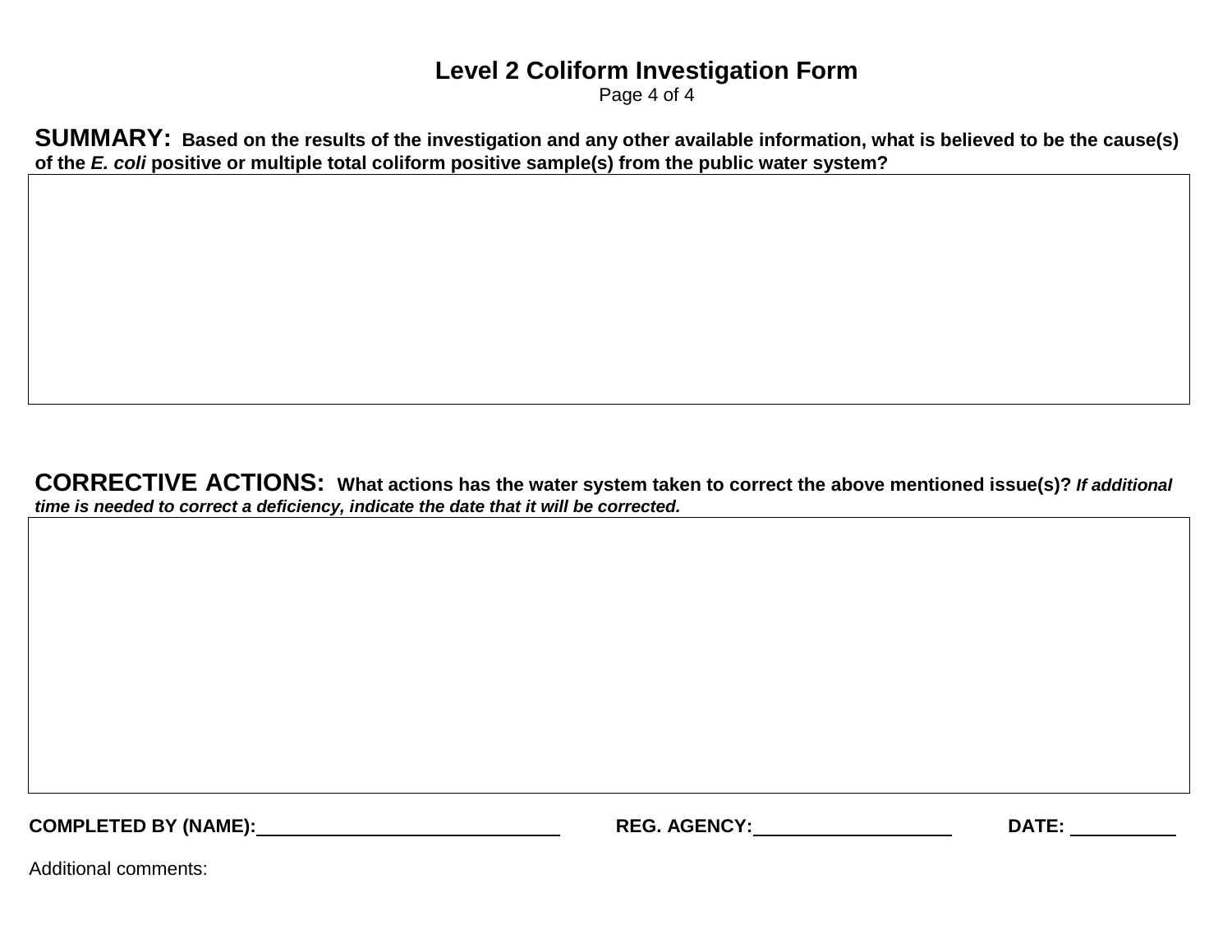# Level 2 Coliform Investigation Form

**SUMMARY: Based on the results of the investigation and any other available information, what is believed to be the cause(s) of the *E. coli* positive or multiple total coliform positive sample(s) from the public water system?**

**CORRECTIVE ACTIONS: What actions has the water system taken to correct the above mentioned issue(s)? *If additional time is needed to correct a deficiency, indicate the date that it will be corrected.***

**COMPLETED BY (NAME):** ____________________ **REG. AGENCY:** ____________________ **DATE:** __________

Additional comments: